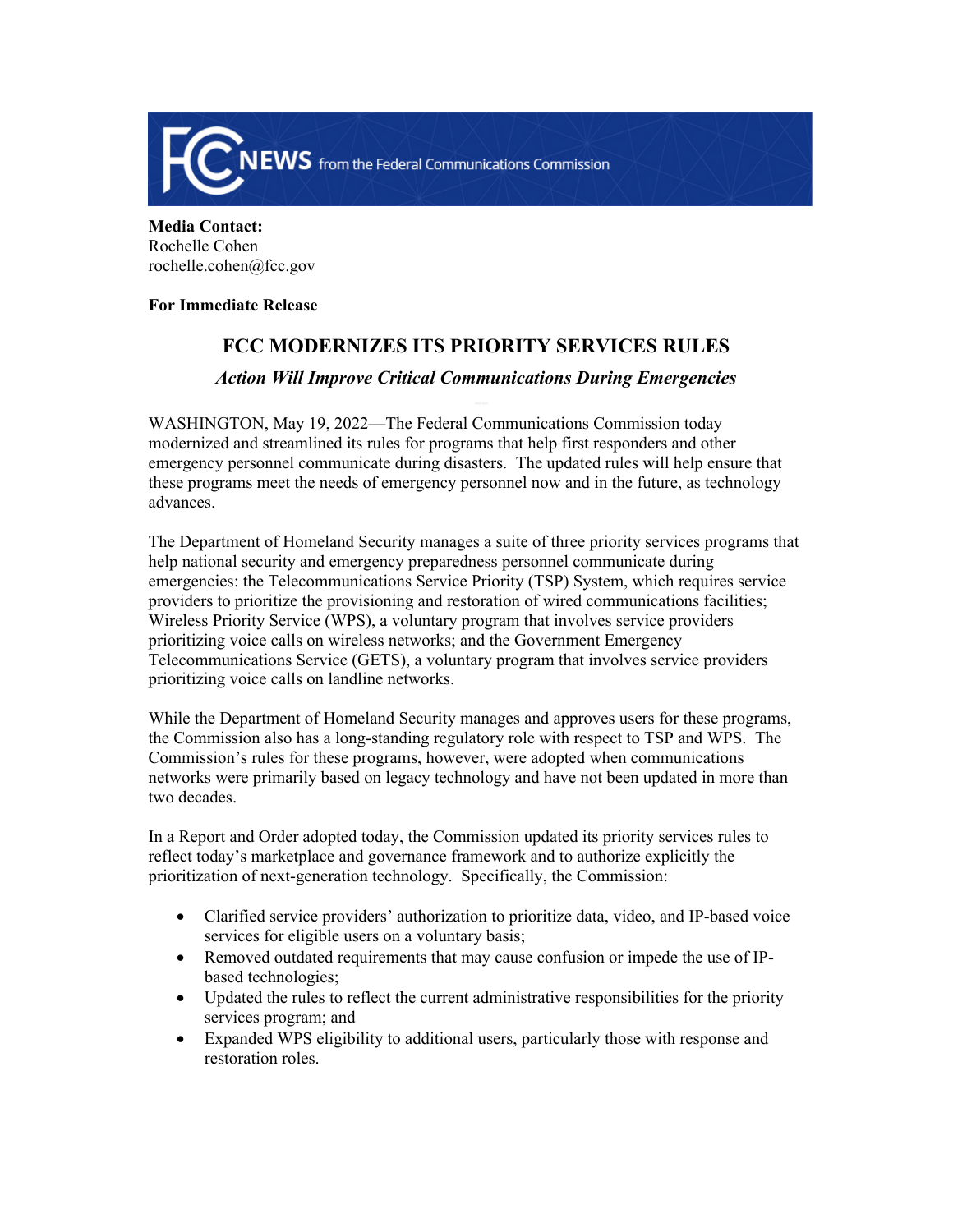**Media Contact:**
Rochelle Cohen
rochelle.cohen@fcc.gov

**For Immediate Release**

# FCC MODERNIZES ITS PRIORITY SERVICES RULES

### *Action Will Improve Critical Communications During Emergencies*

WASHINGTON, May 19, 2022—The Federal Communications Commission today modernized and streamlined its rules for programs that help first responders and other emergency personnel communicate during disasters. The updated rules will help ensure that these programs meet the needs of emergency personnel now and in the future, as technology advances.

The Department of Homeland Security manages a suite of three priority services programs that help national security and emergency preparedness personnel communicate during emergencies: the Telecommunications Service Priority (TSP) System, which requires service providers to prioritize the provisioning and restoration of wired communications facilities; Wireless Priority Service (WPS), a voluntary program that involves service providers prioritizing voice calls on wireless networks; and the Government Emergency Telecommunications Service (GETS), a voluntary program that involves service providers prioritizing voice calls on landline networks.

While the Department of Homeland Security manages and approves users for these programs, the Commission also has a long-standing regulatory role with respect to TSP and WPS. The Commission's rules for these programs, however, were adopted when communications networks were primarily based on legacy technology and have not been updated in more than two decades.

In a Report and Order adopted today, the Commission updated its priority services rules to reflect today's marketplace and governance framework and to authorize explicitly the prioritization of next-generation technology. Specifically, the Commission:

- Clarified service providers' authorization to prioritize data, video, and IP-based voice services for eligible users on a voluntary basis;
- Removed outdated requirements that may cause confusion or impede the use of IP-based technologies;
- Updated the rules to reflect the current administrative responsibilities for the priority services program; and
- Expanded WPS eligibility to additional users, particularly those with response and restoration roles.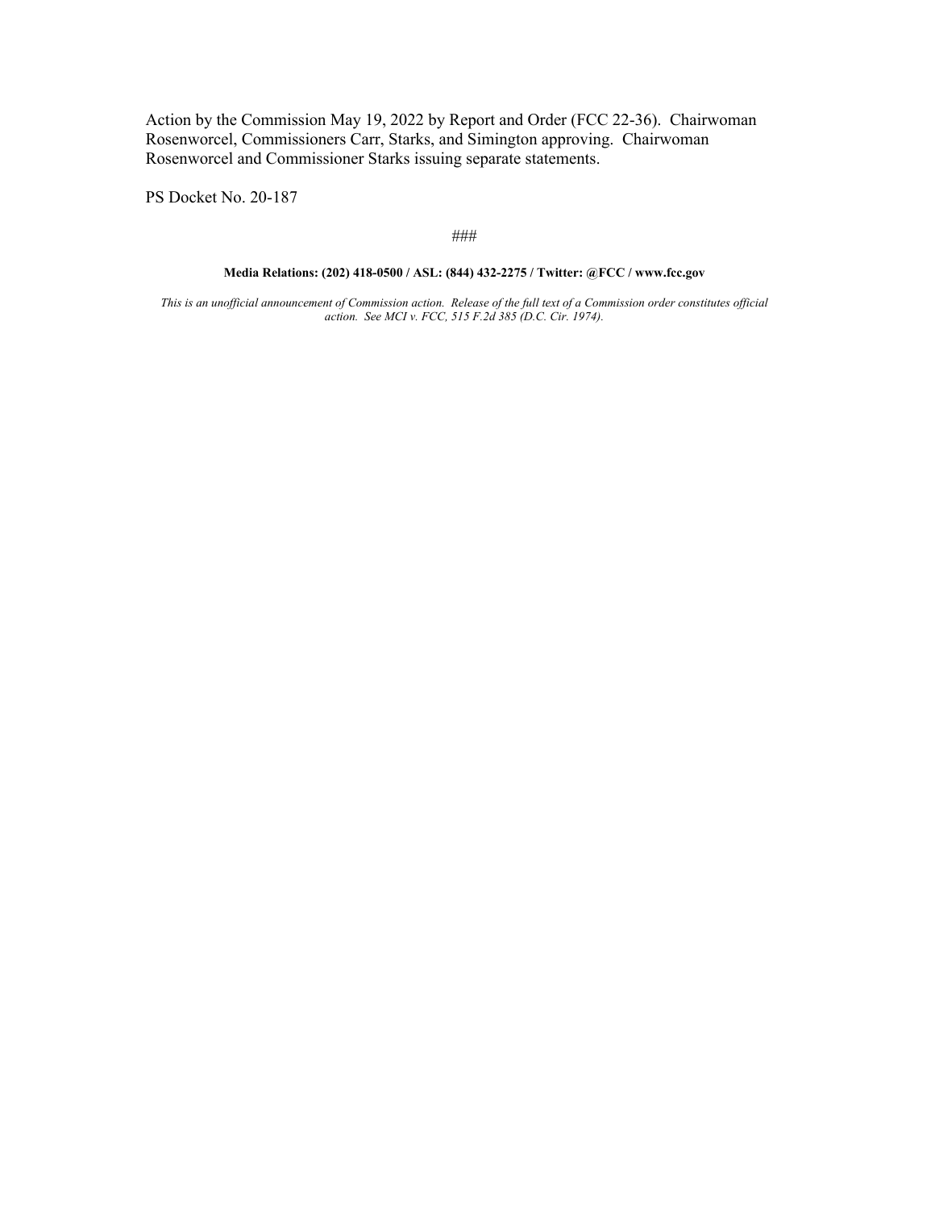Action by the Commission May 19, 2022 by Report and Order (FCC 22-36). Chairwoman Rosenworcel, Commissioners Carr, Starks, and Simington approving. Chairwoman Rosenworcel and Commissioner Starks issuing separate statements.

PS Docket No. 20-187

###

**Media Relations: (202) 418-0500 / ASL: (844) 432-2275 / Twitter: @FCC / www.fcc.gov**

*This is an unofficial announcement of Commission action. Release of the full text of a Commission order constitutes official action. See MCI v. FCC, 515 F.2d 385 (D.C. Cir. 1974).*